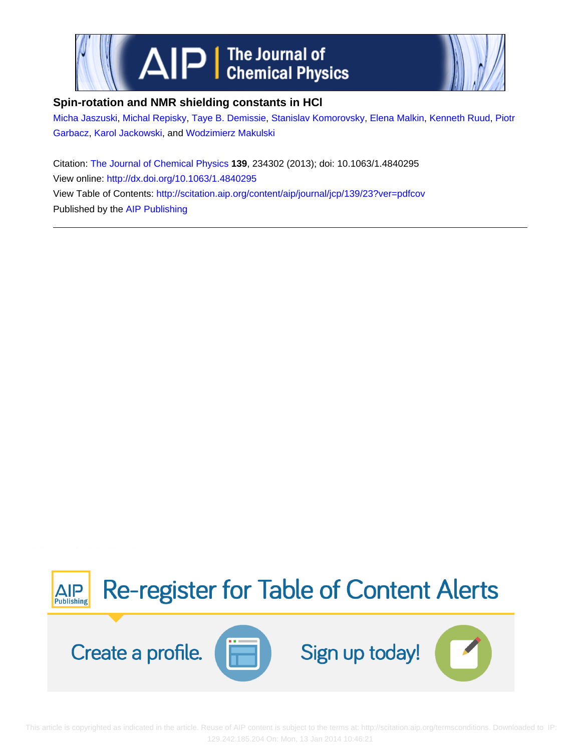# Spin-rotation and NMR shielding constants in HCl

Micha Jaszuski, Michal Repisky, Taye B. Demissie, Stanislav Komorovsky, Elena Malkin, Kenneth Ruud, Piotr Garbacz, Karol Jackowski, and Wodzimierz Makulski

Citation: The Journal of Chemical Physics **139**, 234302 (2013); doi: 10.1063/1.4840295

View online: http://dx.doi.org/10.1063/1.4840295

View Table of Contents: http://scitation.aip.org/content/aip/journal/jcp/139/23?ver=pdfcov

Published by the AIP Publishing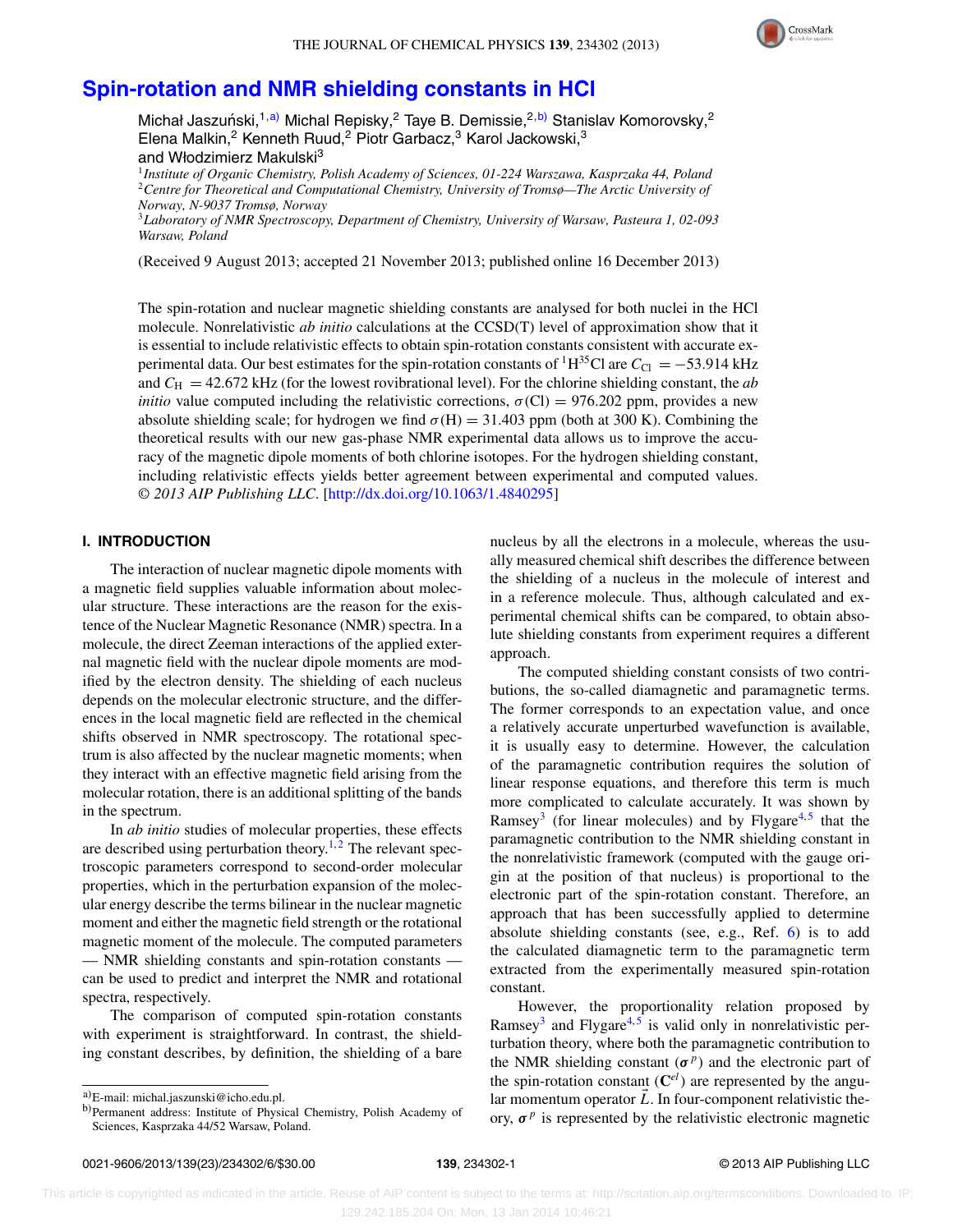# Spin-rotation and NMR shielding constants in HCl

Michał Jaszuński,[1,a)] Michal Repisky,[2] Taye B. Demissie,[2,b)] Stanislav Komorovsky,[2] Elena Malkin,[2] Kenneth Ruud,[2] Piotr Garbacz,[3] Karol Jackowski,[3] and Włodzimierz Makulski[3]

[1]*Institute of Organic Chemistry, Polish Academy of Sciences, 01-224 Warszawa, Kasprzaka 44, Poland*
[2]*Centre for Theoretical and Computational Chemistry, University of Tromsø—The Arctic University of Norway, N-9037 Tromsø, Norway*
[3]*Laboratory of NMR Spectroscopy, Department of Chemistry, University of Warsaw, Pasteura 1, 02-093 Warsaw, Poland*

(Received 9 August 2013; accepted 21 November 2013; published online 16 December 2013)

The spin-rotation and nuclear magnetic shielding constants are analysed for both nuclei in the HCl molecule. Nonrelativistic *ab initio* calculations at the CCSD(T) level of approximation show that it is essential to include relativistic effects to obtain spin-rotation constants consistent with accurate experimental data. Our best estimates for the spin-rotation constants of $^{1}H^{35}Cl$ are $C_{Cl} = -53.914$ kHz and $C_{H} = 42.672$ kHz (for the lowest rovibrational level). For the chlorine shielding constant, the *ab initio* value computed including the relativistic corrections, $\sigma(Cl) = 976.202$ ppm, provides a new absolute shielding scale; for hydrogen we find $\sigma(H) = 31.403$ ppm (both at 300 K). Combining the theoretical results with our new gas-phase NMR experimental data allows us to improve the accuracy of the magnetic dipole moments of both chlorine isotopes. For the hydrogen shielding constant, including relativistic effects yields better agreement between experimental and computed values. © *2013 AIP Publishing LLC*. [http://dx.doi.org/10.1063/1.4840295]

## I. INTRODUCTION

The interaction of nuclear magnetic dipole moments with a magnetic field supplies valuable information about molecular structure. These interactions are the reason for the existence of the Nuclear Magnetic Resonance (NMR) spectra. In a molecule, the direct Zeeman interactions of the applied external magnetic field with the nuclear dipole moments are modified by the electron density. The shielding of each nucleus depends on the molecular electronic structure, and the differences in the local magnetic field are reflected in the chemical shifts observed in NMR spectroscopy. The rotational spectrum is also affected by the nuclear magnetic moments; when they interact with an effective magnetic field arising from the molecular rotation, there is an additional splitting of the bands in the spectrum.

In *ab initio* studies of molecular properties, these effects are described using perturbation theory.[1,2] The relevant spectroscopic parameters correspond to second-order molecular properties, which in the perturbation expansion of the molecular energy describe the terms bilinear in the nuclear magnetic moment and either the magnetic field strength or the rotational magnetic moment of the molecule. The computed parameters — NMR shielding constants and spin-rotation constants — can be used to predict and interpret the NMR and rotational spectra, respectively.

The comparison of computed spin-rotation constants with experiment is straightforward. In contrast, the shielding constant describes, by definition, the shielding of a bare nucleus by all the electrons in a molecule, whereas the usually measured chemical shift describes the difference between the shielding of a nucleus in the molecule of interest and in a reference molecule. Thus, although calculated and experimental chemical shifts can be compared, to obtain absolute shielding constants from experiment requires a different approach.

The computed shielding constant consists of two contributions, the so-called diamagnetic and paramagnetic terms. The former corresponds to an expectation value, and once a relatively accurate unperturbed wavefunction is available, it is usually easy to determine. However, the calculation of the paramagnetic contribution requires the solution of linear response equations, and therefore this term is much more complicated to calculate accurately. It was shown by Ramsey[3] (for linear molecules) and by Flygare[4,5] that the paramagnetic contribution to the NMR shielding constant in the nonrelativistic framework (computed with the gauge origin at the position of that nucleus) is proportional to the electronic part of the spin-rotation constant. Therefore, an approach that has been successfully applied to determine absolute shielding constants (see, e.g., Ref. 6) is to add the calculated diamagnetic term to the paramagnetic term extracted from the experimentally measured spin-rotation constant.

However, the proportionality relation proposed by Ramsey[3] and Flygare[4,5] is valid only in nonrelativistic perturbation theory, where both the paramagnetic contribution to the NMR shielding constant ($\boldsymbol{\sigma}^{p}$) and the electronic part of the spin-rotation constant ($\mathbf{C}^{el}$) are represented by the angular momentum operator $\vec{L}$. In four-component relativistic theory, $\boldsymbol{\sigma}^{p}$ is represented by the relativistic electronic magnetic

---

a)E-mail: michal.jaszunski@icho.edu.pl.
b)Permanent address: Institute of Physical Chemistry, Polish Academy of Sciences, Kasprzaka 44/52 Warsaw, Poland.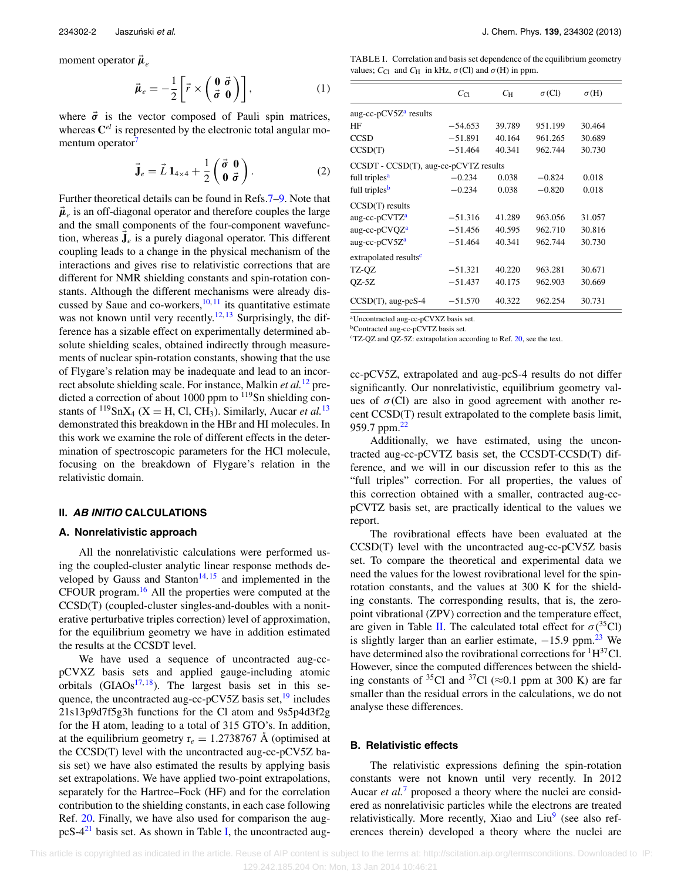moment operator $\vec{\boldsymbol{\mu}}_e$

$$\vec{\boldsymbol{\mu}}_e = -\frac{1}{2}\left[\vec{r} \times \begin{pmatrix} \mathbf{0} & \vec{\sigma} \\ \vec{\sigma} & \mathbf{0} \end{pmatrix}\right], \tag{1}$$

where $\vec{\sigma}$ is the vector composed of Pauli spin matrices, whereas $\mathbf{C}^{el}$ is represented by the electronic total angular momentum operator[7]

$$\vec{\mathbf{J}}_e = \vec{L}\,\mathbf{1}_{4\times 4} + \frac{1}{2}\begin{pmatrix} \vec{\sigma} & \mathbf{0} \\ \mathbf{0} & \vec{\sigma} \end{pmatrix}. \tag{2}$$

Further theoretical details can be found in Refs. 7–9. Note that $\vec{\boldsymbol{\mu}}_e$ is an off-diagonal operator and therefore couples the large and the small components of the four-component wavefunction, whereas $\vec{\mathbf{J}}_e$ is a purely diagonal operator. This different coupling leads to a change in the physical mechanism of the interactions and gives rise to relativistic corrections that are different for NMR shielding constants and spin-rotation constants. Although the different mechanisms were already discussed by Saue and co-workers,[10,11] its quantitative estimate was not known until very recently.[12,13] Surprisingly, the difference has a sizable effect on experimentally determined absolute shielding scales, obtained indirectly through measurements of nuclear spin-rotation constants, showing that the use of Flygare's relation may be inadequate and lead to an incorrect absolute shielding scale. For instance, Malkin *et al.*[12] predicted a correction of about 1000 ppm to $^{119}$Sn shielding constants of $^{119}SnX_4$ (X = H, Cl, $CH_3$). Similarly, Aucar *et al.*[13] demonstrated this breakdown in the HBr and HI molecules. In this work we examine the role of different effects in the determination of spectroscopic parameters for the HCl molecule, focusing on the breakdown of Flygare's relation in the relativistic domain.

## II. *AB INITIO* CALCULATIONS

### A. Nonrelativistic approach

All the nonrelativistic calculations were performed using the coupled-cluster analytic linear response methods developed by Gauss and Stanton[14,15] and implemented in the CFOUR program.[16] All the properties were computed at the CCSD(T) (coupled-cluster singles-and-doubles with a noniterative perturbative triples correction) level of approximation, for the equilibrium geometry we have in addition estimated the results at the CCSDT level.

We have used a sequence of uncontracted aug-cc-pCVXZ basis sets and applied gauge-including atomic orbitals (GIAOs[17,18]). The largest basis set in this sequence, the uncontracted aug-cc-pCV5Z basis set,[19] includes 21s13p9d7f5g3h functions for the Cl atom and 9s5p4d3f2g for the H atom, leading to a total of 315 GTO's. In addition, at the equilibrium geometry $r_e$ = 1.2738767 Å (optimised at the CCSD(T) level with the uncontracted aug-cc-pCV5Z basis set) we have also estimated the results by applying basis set extrapolations. We have applied two-point extrapolations, separately for the Hartree–Fock (HF) and for the correlation contribution to the shielding constants, in each case following Ref. 20. Finally, we have also used for comparison the aug-pcS-4[21] basis set. As shown in Table I, the uncontracted aug-cc-pCV5Z, extrapolated and aug-pcS-4 results do not differ significantly. Our nonrelativistic, equilibrium geometry values of $\sigma$(Cl) are also in good agreement with another recent CCSD(T) result extrapolated to the complete basis limit, 959.7 ppm.[22]

TABLE I. Correlation and basis set dependence of the equilibrium geometry values; $C_{\mathrm{Cl}}$ and $C_{\mathrm{H}}$ in kHz, $\sigma$(Cl) and $\sigma$(H) in ppm.

| | $C_{\mathrm{Cl}}$ | $C_{\mathrm{H}}$ | $\sigma$(Cl) | $\sigma$(H) |
|---|---|---|---|---|
| aug-cc-pCV5Z[a] results | | | | |
| HF | −54.653 | 39.789 | 951.199 | 30.464 |
| CCSD | −51.891 | 40.164 | 961.265 | 30.689 |
| CCSD(T) | −51.464 | 40.341 | 962.744 | 30.730 |
| CCSDT - CCSD(T), aug-cc-pCVTZ results | | | | |
| full triples[a] | −0.234 | 0.038 | −0.824 | 0.018 |
| full triples[b] | −0.234 | 0.038 | −0.820 | 0.018 |
| CCSD(T) results | | | | |
| aug-cc-pCVTZ[a] | −51.316 | 41.289 | 963.056 | 31.057 |
| aug-cc-pCVQZ[a] | −51.456 | 40.595 | 962.710 | 30.816 |
| aug-cc-pCV5Z[a] | −51.464 | 40.341 | 962.744 | 30.730 |
| extrapolated results[c] | | | | |
| TZ-QZ | −51.321 | 40.220 | 963.281 | 30.671 |
| QZ-5Z | −51.437 | 40.175 | 962.903 | 30.669 |
| CCSD(T), aug-pcS-4 | −51.570 | 40.322 | 962.254 | 30.731 |

[a]Uncontracted aug-cc-pCVXZ basis set.
[b]Contracted aug-cc-pCVTZ basis set.
[c]TZ-QZ and QZ-5Z: extrapolation according to Ref. 20, see the text.

Additionally, we have estimated, using the uncontracted aug-cc-pCVTZ basis set, the CCSDT-CCSD(T) difference, and we will in our discussion refer to this as the "full triples" correction. For all properties, the values of this correction obtained with a smaller, contracted aug-cc-pCVTZ basis set, are practically identical to the values we report.

The rovibrational effects have been evaluated at the CCSD(T) level with the uncontracted aug-cc-pCV5Z basis set. To compare the theoretical and experimental data we need the values for the lowest rovibrational level for the spin-rotation constants, and the values at 300 K for the shielding constants. The corresponding results, that is, the zero-point vibrational (ZPV) correction and the temperature effect, are given in Table II. The calculated total effect for $\sigma(^{35}\mathrm{Cl})$ is slightly larger than an earlier estimate, −15.9 ppm.[23] We have determined also the rovibrational corrections for $^{1}\mathrm{H}^{37}\mathrm{Cl}$. However, since the computed differences between the shielding constants of $^{35}$Cl and $^{37}$Cl (≈0.1 ppm at 300 K) are far smaller than the residual errors in the calculations, we do not analyse these differences.

### B. Relativistic effects

The relativistic expressions defining the spin-rotation constants were not known until very recently. In 2012 Aucar *et al.*[7] proposed a theory where the nuclei are considered as nonrelativistic particles while the electrons are treated relativistically. More recently, Xiao and Liu[9] (see also references therein) developed a theory where the nuclei are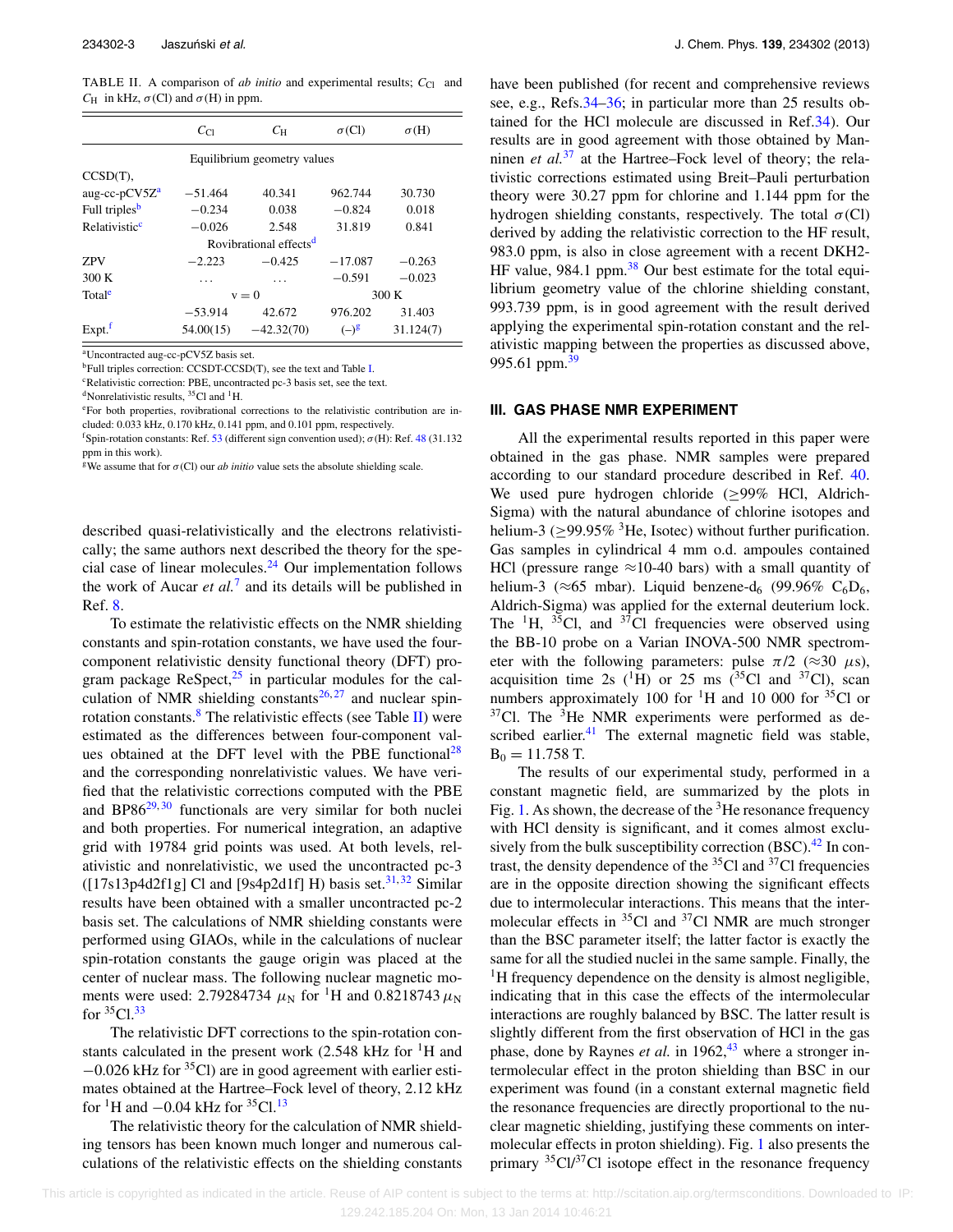TABLE II. A comparison of *ab initio* and experimental results; $C_{Cl}$ and $C_H$ in kHz, $\sigma$(Cl) and $\sigma$(H) in ppm.

| | $C_{Cl}$ | $C_H$ | $\sigma$(Cl) | $\sigma$(H) |
|---|---|---|---|---|
| | Equilibrium geometry values | | | |
| CCSD(T), | | | | |
| aug-cc-pCV5Z[a] | −51.464 | 40.341 | 962.744 | 30.730 |
| Full triples[b] | −0.234 | 0.038 | −0.824 | 0.018 |
| Relativistic[c] | −0.026 | 2.548 | 31.819 | 0.841 |
| | Rovibrational effects[d] | | | |
| ZPV | −2.223 | −0.425 | −17.087 | −0.263 |
| 300 K | ... | ... | −0.591 | −0.023 |
| Total[e] | v = 0 | | 300 K | |
| | −53.914 | 42.672 | 976.202 | 31.403 |
| Expt.[f] | 54.00(15) | −42.32(70) | (−)[g] | 31.124(7) |

[a]Uncontracted aug-cc-pCV5Z basis set.
[b]Full triples correction: CCSDT-CCSD(T), see the text and Table I.
[c]Relativistic correction: PBE, uncontracted pc-3 basis set, see the text.
[d]Nonrelativistic results, $^{35}$Cl and $^1$H.
[e]For both properties, rovibrational corrections to the relativistic contribution are included: 0.033 kHz, 0.170 kHz, 0.141 ppm, and 0.101 ppm, respectively.
[f]Spin-rotation constants: Ref. 53 (different sign convention used); $\sigma$(H): Ref. 48 (31.132 ppm in this work).
[g]We assume that for $\sigma$(Cl) our *ab initio* value sets the absolute shielding scale.

described quasi-relativistically and the electrons relativistically; the same authors next described the theory for the special case of linear molecules.[24] Our implementation follows the work of Aucar *et al.*[7] and its details will be published in Ref. 8.

To estimate the relativistic effects on the NMR shielding constants and spin-rotation constants, we have used the four-component relativistic density functional theory (DFT) program package ReSpect,[25] in particular modules for the calculation of NMR shielding constants[26,27] and nuclear spin-rotation constants.[8] The relativistic effects (see Table II) were estimated as the differences between four-component values obtained at the DFT level with the PBE functional[28] and the corresponding nonrelativistic values. We have verified that the relativistic corrections computed with the PBE and BP86[29,30] functionals are very similar for both nuclei and both properties. For numerical integration, an adaptive grid with 19784 grid points was used. At both levels, relativistic and nonrelativistic, we used the uncontracted pc-3 ([17s13p4d2f1g] Cl and [9s4p2d1f] H) basis set.[31,32] Similar results have been obtained with a smaller uncontracted pc-2 basis set. The calculations of NMR shielding constants were performed using GIAOs, while in the calculations of nuclear spin-rotation constants the gauge origin was placed at the center of nuclear mass. The following nuclear magnetic moments were used: 2.79284734 $\mu_N$ for $^1$H and 0.8218743 $\mu_N$ for $^{35}$Cl.[33]

The relativistic DFT corrections to the spin-rotation constants calculated in the present work (2.548 kHz for $^1$H and −0.026 kHz for $^{35}$Cl) are in good agreement with earlier estimates obtained at the Hartree–Fock level of theory, 2.12 kHz for $^1$H and −0.04 kHz for $^{35}$Cl.[13]

The relativistic theory for the calculation of NMR shielding tensors has been known much longer and numerous calculations of the relativistic effects on the shielding constants have been published (for recent and comprehensive reviews see, e.g., Refs.34–36; in particular more than 25 results obtained for the HCl molecule are discussed in Ref.34). Our results are in good agreement with those obtained by Manninen *et al.*[37] at the Hartree–Fock level of theory; the relativistic corrections estimated using Breit–Pauli perturbation theory were 30.27 ppm for chlorine and 1.144 ppm for the hydrogen shielding constants, respectively. The total $\sigma$(Cl) derived by adding the relativistic correction to the HF result, 983.0 ppm, is also in close agreement with a recent DKH2-HF value, 984.1 ppm.[38] Our best estimate for the total equilibrium geometry value of the chlorine shielding constant, 993.739 ppm, is in good agreement with the result derived applying the experimental spin-rotation constant and the relativistic mapping between the properties as discussed above, 995.61 ppm.[39]

## III. GAS PHASE NMR EXPERIMENT

All the experimental results reported in this paper were obtained in the gas phase. NMR samples were prepared according to our standard procedure described in Ref. 40. We used pure hydrogen chloride (≥99% HCl, Aldrich-Sigma) with the natural abundance of chlorine isotopes and helium-3 (≥99.95% $^3$He, Isotec) without further purification. Gas samples in cylindrical 4 mm o.d. ampoules contained HCl (pressure range ≈10-40 bars) with a small quantity of helium-3 (≈65 mbar). Liquid benzene-d$_6$ (99.96% $C_6D_6$, Aldrich-Sigma) was applied for the external deuterium lock. The $^1$H, $^{35}$Cl, and $^{37}$Cl frequencies were observed using the BB-10 probe on a Varian INOVA-500 NMR spectrometer with the following parameters: pulse $\pi/2$ (≈30 $\mu$s), acquisition time 2s ($^1$H) or 25 ms ($^{35}$Cl and $^{37}$Cl), scan numbers approximately 100 for $^1$H and 10 000 for $^{35}$Cl or $^{37}$Cl. The $^3$He NMR experiments were performed as described earlier.[41] The external magnetic field was stable, $B_0$ = 11.758 T.

The results of our experimental study, performed in a constant magnetic field, are summarized by the plots in Fig. 1. As shown, the decrease of the $^3$He resonance frequency with HCl density is significant, and it comes almost exclusively from the bulk susceptibility correction (BSC).[42] In contrast, the density dependence of the $^{35}$Cl and $^{37}$Cl frequencies are in the opposite direction showing the significant effects due to intermolecular interactions. This means that the intermolecular effects in $^{35}$Cl and $^{37}$Cl NMR are much stronger than the BSC parameter itself; the latter factor is exactly the same for all the studied nuclei in the same sample. Finally, the $^1$H frequency dependence on the density is almost negligible, indicating that in this case the effects of the intermolecular interactions are roughly balanced by BSC. The latter result is slightly different from the first observation of HCl in the gas phase, done by Raynes *et al.* in 1962,[43] where a stronger intermolecular effect in the proton shielding than BSC in our experiment was found (in a constant external magnetic field the resonance frequencies are directly proportional to the nuclear magnetic shielding, justifying these comments on intermolecular effects in proton shielding). Fig. 1 also presents the primary $^{35}$Cl/$^{37}$Cl isotope effect in the resonance frequency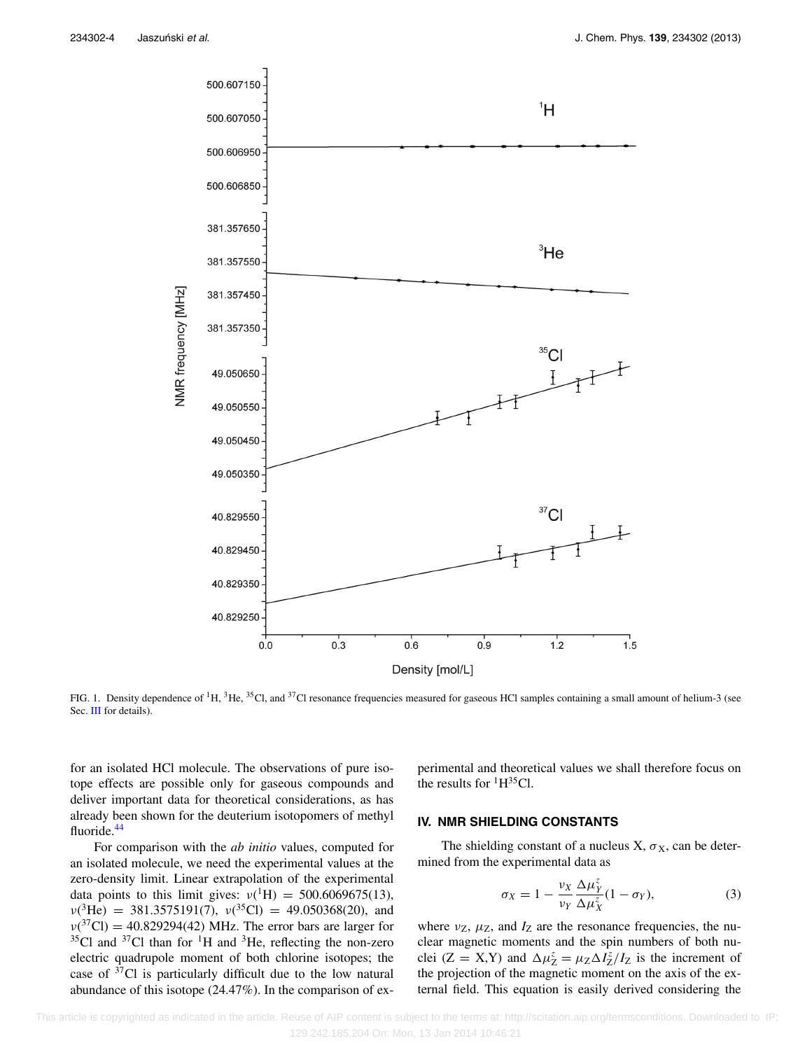FIG. 1. Density dependence of $^{1}$H, $^{3}$He, $^{35}$Cl, and $^{37}$Cl resonance frequencies measured for gaseous HCl samples containing a small amount of helium-3 (see Sec. III for details).

for an isolated HCl molecule. The observations of pure isotope effects are possible only for gaseous compounds and deliver important data for theoretical considerations, as has already been shown for the deuterium isotopomers of methyl fluoride.[44]

For comparison with the *ab initio* values, computed for an isolated molecule, we need the experimental values at the zero-density limit. Linear extrapolation of the experimental data points to this limit gives: $\nu(^{1}\text{H}) = 500.6069675(13)$, $\nu(^{3}\text{He}) = 381.3575191(7)$, $\nu(^{35}\text{Cl}) = 49.050368(20)$, and $\nu(^{37}\text{Cl}) = 40.829294(42)$ MHz. The error bars are larger for $^{35}$Cl and $^{37}$Cl than for $^{1}$H and $^{3}$He, reflecting the non-zero electric quadrupole moment of both chlorine isotopes; the case of $^{37}$Cl is particularly difficult due to the low natural abundance of this isotope (24.47%). In the comparison of experimental and theoretical values we shall therefore focus on the results for $^{1}$H$^{35}$Cl.

## IV. NMR SHIELDING CONSTANTS

The shielding constant of a nucleus X, $\sigma_X$, can be determined from the experimental data as

$$\sigma_X = 1 - \frac{\nu_X}{\nu_Y} \frac{\Delta\mu_Y^z}{\Delta\mu_X^z}(1 - \sigma_Y), \tag{3}$$

where $\nu_Z$, $\mu_Z$, and $I_Z$ are the resonance frequencies, the nuclear magnetic moments and the spin numbers of both nuclei (Z = X,Y) and $\Delta\mu_Z^z = \mu_Z \Delta I_Z^z / I_Z$ is the increment of the projection of the magnetic moment on the axis of the external field. This equation is easily derived considering the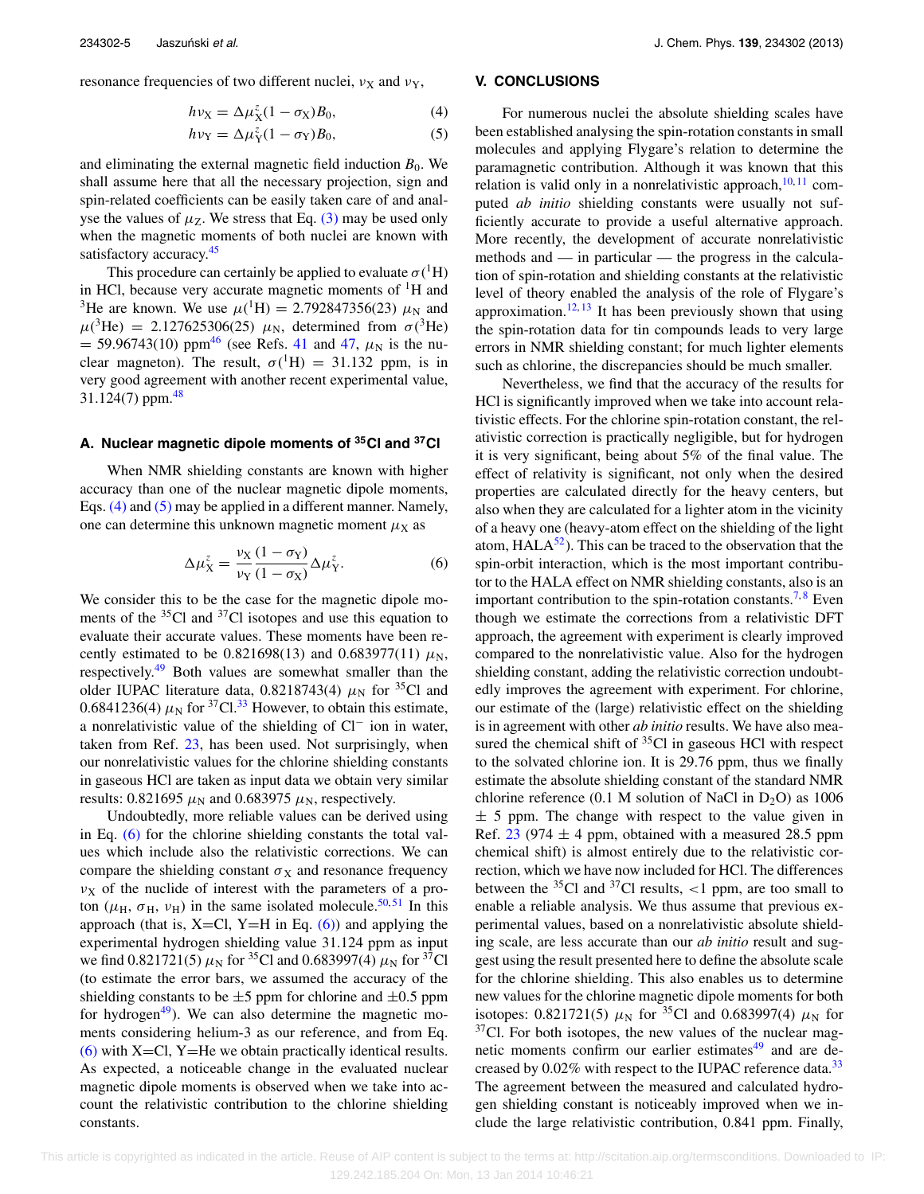resonance frequencies of two different nuclei, $\nu_X$ and $\nu_Y$,

$$h\nu_X = \Delta\mu_X^z(1 - \sigma_X)B_0, \tag{4}$$

$$h\nu_Y = \Delta\mu_Y^z(1 - \sigma_Y)B_0, \tag{5}$$

and eliminating the external magnetic field induction $B_0$. We shall assume here that all the necessary projection, sign and spin-related coefficients can be easily taken care of and analyse the values of $\mu_Z$. We stress that Eq. (3) may be used only when the magnetic moments of both nuclei are known with satisfactory accuracy.[45]

This procedure can certainly be applied to evaluate $\sigma(^1\text{H})$ in HCl, because very accurate magnetic moments of $^1$H and $^3$He are known. We use $\mu(^1\text{H}) = 2.792847356(23)\ \mu_N$ and $\mu(^3\text{He}) = 2.127625306(25)\ \mu_N$, determined from $\sigma(^3\text{He}) = 59.96743(10)$ ppm[46] (see Refs. 41 and 47, $\mu_N$ is the nuclear magneton). The result, $\sigma(^1\text{H}) = 31.132$ ppm, is in very good agreement with another recent experimental value, 31.124(7) ppm.[48]

### A. Nuclear magnetic dipole moments of $^{35}$Cl and $^{37}$Cl

When NMR shielding constants are known with higher accuracy than one of the nuclear magnetic dipole moments, Eqs. (4) and (5) may be applied in a different manner. Namely, one can determine this unknown magnetic moment $\mu_X$ as

$$\Delta\mu_X^z = \frac{\nu_X}{\nu_Y}\frac{(1 - \sigma_Y)}{(1 - \sigma_X)}\Delta\mu_Y^z. \tag{6}$$

We consider this to be the case for the magnetic dipole moments of the $^{35}$Cl and $^{37}$Cl isotopes and use this equation to evaluate their accurate values. These moments have been recently estimated to be 0.821698(13) and 0.683977(11) $\mu_N$, respectively.[49] Both values are somewhat smaller than the older IUPAC literature data, 0.8218743(4) $\mu_N$ for $^{35}$Cl and 0.6841236(4) $\mu_N$ for $^{37}$Cl.[33] However, to obtain this estimate, a nonrelativistic value of the shielding of Cl$^-$ ion in water, taken from Ref. 23, has been used. Not surprisingly, when our nonrelativistic values for the chlorine shielding constants in gaseous HCl are taken as input data we obtain very similar results: 0.821695 $\mu_N$ and 0.683975 $\mu_N$, respectively.

Undoubtedly, more reliable values can be derived using in Eq. (6) for the chlorine shielding constants the total values which include also the relativistic corrections. We can compare the shielding constant $\sigma_X$ and resonance frequency $\nu_X$ of the nuclide of interest with the parameters of a proton ($\mu_H$, $\sigma_H$, $\nu_H$) in the same isolated molecule.[50,51] In this approach (that is, X=Cl, Y=H in Eq. (6)) and applying the experimental hydrogen shielding value 31.124 ppm as input we find 0.821721(5) $\mu_N$ for $^{35}$Cl and 0.683997(4) $\mu_N$ for $^{37}$Cl (to estimate the error bars, we assumed the accuracy of the shielding constants to be $\pm$5 ppm for chlorine and $\pm$0.5 ppm for hydrogen[49]). We can also determine the magnetic moments considering helium-3 as our reference, and from Eq. (6) with X=Cl, Y=He we obtain practically identical results. As expected, a noticeable change in the evaluated nuclear magnetic dipole moments is observed when we take into account the relativistic contribution to the chlorine shielding constants.

## V. CONCLUSIONS

For numerous nuclei the absolute shielding scales have been established analysing the spin-rotation constants in small molecules and applying Flygare's relation to determine the paramagnetic contribution. Although it was known that this relation is valid only in a nonrelativistic approach,[10,11] computed *ab initio* shielding constants were usually not sufficiently accurate to provide a useful alternative approach. More recently, the development of accurate nonrelativistic methods and — in particular — the progress in the calculation of spin-rotation and shielding constants at the relativistic level of theory enabled the analysis of the role of Flygare's approximation.[12,13] It has been previously shown that using the spin-rotation data for tin compounds leads to very large errors in NMR shielding constant; for much lighter elements such as chlorine, the discrepancies should be much smaller.

Nevertheless, we find that the accuracy of the results for HCl is significantly improved when we take into account relativistic effects. For the chlorine spin-rotation constant, the relativistic correction is practically negligible, but for hydrogen it is very significant, being about 5% of the final value. The effect of relativity is significant, not only when the desired properties are calculated directly for the heavy centers, but also when they are calculated for a lighter atom in the vicinity of a heavy one (heavy-atom effect on the shielding of the light atom, HALA[52]). This can be traced to the observation that the spin-orbit interaction, which is the most important contributor to the HALA effect on NMR shielding constants, also is an important contribution to the spin-rotation constants.[7,8] Even though we estimate the corrections from a relativistic DFT approach, the agreement with experiment is clearly improved compared to the nonrelativistic value. Also for the hydrogen shielding constant, adding the relativistic correction undoubtedly improves the agreement with experiment. For chlorine, our estimate of the (large) relativistic effect on the shielding is in agreement with other *ab initio* results. We have also measured the chemical shift of $^{35}$Cl in gaseous HCl with respect to the solvated chlorine ion. It is 29.76 ppm, thus we finally estimate the absolute shielding constant of the standard NMR chlorine reference (0.1 M solution of NaCl in $D_2O$) as 1006 $\pm$ 5 ppm. The change with respect to the value given in Ref. 23 (974 $\pm$ 4 ppm, obtained with a measured 28.5 ppm chemical shift) is almost entirely due to the relativistic correction, which we have now included for HCl. The differences between the $^{35}$Cl and $^{37}$Cl results, <1 ppm, are too small to enable a reliable analysis. We thus assume that previous experimental values, based on a nonrelativistic absolute shielding scale, are less accurate than our *ab initio* result and suggest using the result presented here to define the absolute scale for the chlorine shielding. This also enables us to determine new values for the chlorine magnetic dipole moments for both isotopes: 0.821721(5) $\mu_N$ for $^{35}$Cl and 0.683997(4) $\mu_N$ for $^{37}$Cl. For both isotopes, the new values of the nuclear magnetic moments confirm our earlier estimates[49] and are decreased by 0.02% with respect to the IUPAC reference data.[33] The agreement between the measured and calculated hydrogen shielding constant is noticeably improved when we include the large relativistic contribution, 0.841 ppm. Finally,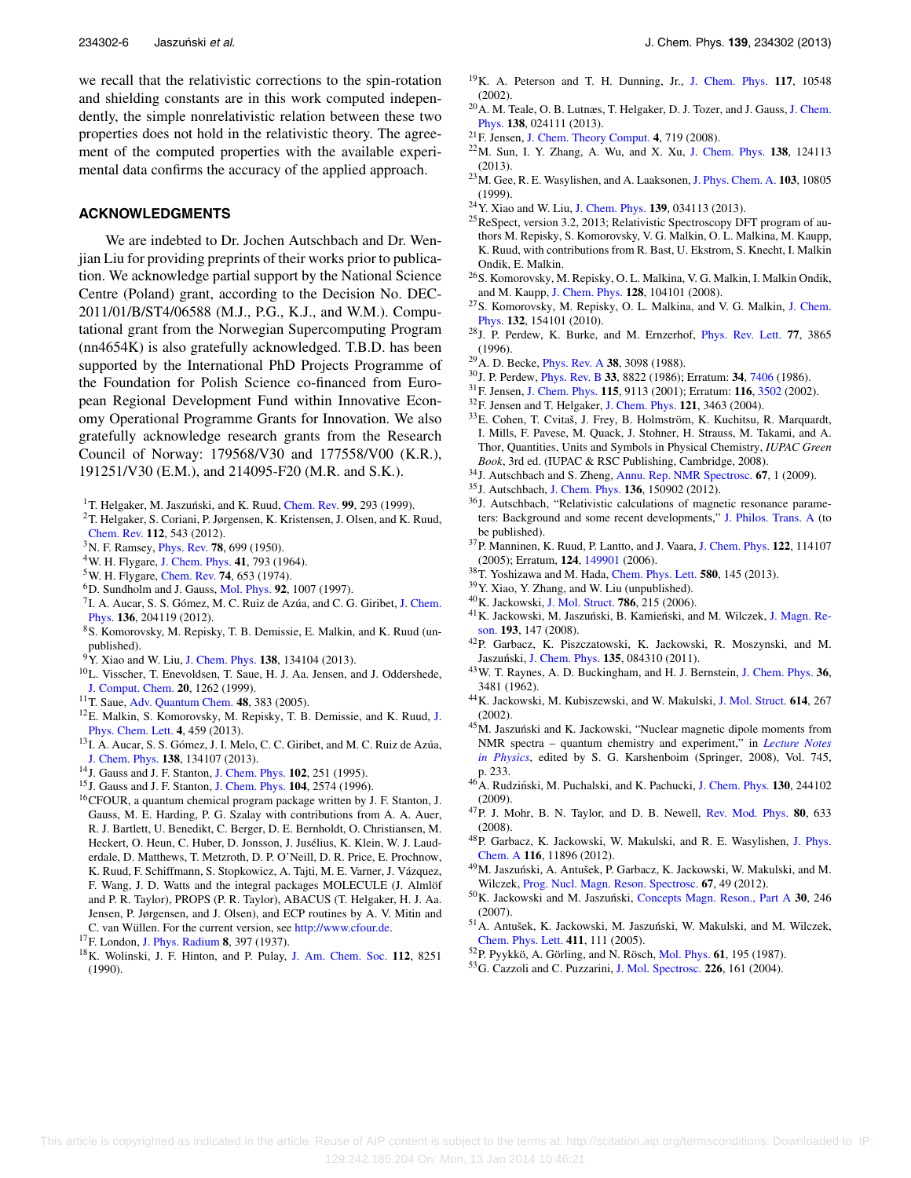we recall that the relativistic corrections to the spin-rotation and shielding constants are in this work computed independently, the simple nonrelativistic relation between these two properties does not hold in the relativistic theory. The agreement of the computed properties with the available experimental data confirms the accuracy of the applied approach.

## ACKNOWLEDGMENTS

We are indebted to Dr. Jochen Autschbach and Dr. Wenjian Liu for providing preprints of their works prior to publication. We acknowledge partial support by the National Science Centre (Poland) grant, according to the Decision No. DEC-2011/01/B/ST4/06588 (M.J., P.G., K.J., and W.M.). Computational grant from the Norwegian Supercomputing Program (nn4654K) is also gratefully acknowledged. T.B.D. has been supported by the International PhD Projects Programme of the Foundation for Polish Science co-financed from European Regional Development Fund within Innovative Economy Operational Programme Grants for Innovation. We also gratefully acknowledge research grants from the Research Council of Norway: 179568/V30 and 177558/V00 (K.R.), 191251/V30 (E.M.), and 214095-F20 (M.R. and S.K.).

[1] T. Helgaker, M. Jaszuński, and K. Ruud, Chem. Rev. **99**, 293 (1999).
[2] T. Helgaker, S. Coriani, P. Jørgensen, K. Kristensen, J. Olsen, and K. Ruud, Chem. Rev. **112**, 543 (2012).
[3] N. F. Ramsey, Phys. Rev. **78**, 699 (1950).
[4] W. H. Flygare, J. Chem. Phys. **41**, 793 (1964).
[5] W. H. Flygare, Chem. Rev. **74**, 653 (1974).
[6] D. Sundholm and J. Gauss, Mol. Phys. **92**, 1007 (1997).
[7] I. A. Aucar, S. S. Gómez, M. C. Ruiz de Azúa, and C. G. Giribet, J. Chem. Phys. **136**, 204119 (2012).
[8] S. Komorovsky, M. Repisky, T. B. Demissie, E. Malkin, and K. Ruud (unpublished).
[9] Y. Xiao and W. Liu, J. Chem. Phys. **138**, 134104 (2013).
[10] L. Visscher, T. Enevoldsen, T. Saue, H. J. Aa. Jensen, and J. Oddershede, J. Comput. Chem. **20**, 1262 (1999).
[11] T. Saue, Adv. Quantum Chem. **48**, 383 (2005).
[12] E. Malkin, S. Komorovsky, M. Repisky, T. B. Demissie, and K. Ruud, J. Phys. Chem. Lett. **4**, 459 (2013).
[13] I. A. Aucar, S. S. Gómez, J. I. Melo, C. C. Giribet, and M. C. Ruiz de Azúa, J. Chem. Phys. **138**, 134107 (2013).
[14] J. Gauss and J. F. Stanton, J. Chem. Phys. **102**, 251 (1995).
[15] J. Gauss and J. F. Stanton, J. Chem. Phys. **104**, 2574 (1996).
[16] CFOUR, a quantum chemical program package written by J. F. Stanton, J. Gauss, M. E. Harding, P. G. Szalay with contributions from A. A. Auer, R. J. Bartlett, U. Benedikt, C. Berger, D. E. Bernholdt, O. Christiansen, M. Heckert, O. Heun, C. Huber, D. Jonsson, J. Jusélius, K. Klein, W. J. Lauderdale, D. Matthews, T. Metzroth, D. P. O'Neill, D. R. Price, E. Prochnow, K. Ruud, F. Schiffmann, S. Stopkowicz, A. Tajti, M. E. Varner, J. Vázquez, F. Wang, J. D. Watts and the integral packages MOLECULE (J. Almlöf and P. R. Taylor), PROPS (P. R. Taylor), ABACUS (T. Helgaker, H. J. Aa. Jensen, P. Jørgensen, and J. Olsen), and ECP routines by A. V. Mitin and C. van Wüllen. For the current version, see http://www.cfour.de.
[17] F. London, J. Phys. Radium **8**, 397 (1937).
[18] K. Wolinski, J. F. Hinton, and P. Pulay, J. Am. Chem. Soc. **112**, 8251 (1990).
[19] K. A. Peterson and T. H. Dunning, Jr., J. Chem. Phys. **117**, 10548 (2002).
[20] A. M. Teale, O. B. Lutnæs, T. Helgaker, D. J. Tozer, and J. Gauss, J. Chem. Phys. **138**, 024111 (2013).
[21] F. Jensen, J. Chem. Theory Comput. **4**, 719 (2008).
[22] M. Sun, I. Y. Zhang, A. Wu, and X. Xu, J. Chem. Phys. **138**, 124113 (2013).
[23] M. Gee, R. E. Wasylishen, and A. Laaksonen, J. Phys. Chem. A. **103**, 10805 (1999).
[24] Y. Xiao and W. Liu, J. Chem. Phys. **139**, 034113 (2013).
[25] ReSpect, version 3.2, 2013; Relativistic Spectroscopy DFT program of authors M. Repisky, S. Komorovsky, V. G. Malkin, O. L. Malkina, M. Kaupp, K. Ruud, with contributions from R. Bast, U. Ekstrom, S. Knecht, I. Malkin Ondik, E. Malkin.
[26] S. Komorovsky, M. Repisky, O. L. Malkina, V. G. Malkin, I. Malkin Ondik, and M. Kaupp, J. Chem. Phys. **128**, 104101 (2008).
[27] S. Komorovsky, M. Repisky, O. L. Malkina, and V. G. Malkin, J. Chem. Phys. **132**, 154101 (2010).
[28] J. P. Perdew, K. Burke, and M. Ernzerhof, Phys. Rev. Lett. **77**, 3865 (1996).
[29] A. D. Becke, Phys. Rev. A **38**, 3098 (1988).
[30] J. P. Perdew, Phys. Rev. B **33**, 8822 (1986); Erratum: **34**, 7406 (1986).
[31] F. Jensen, J. Chem. Phys. **115**, 9113 (2001); Erratum: **116**, 3502 (2002).
[32] F. Jensen and T. Helgaker, J. Chem. Phys. **121**, 3463 (2004).
[33] E. Cohen, T. Cvitaš, J. Frey, B. Holmström, K. Kuchitsu, R. Marquardt, I. Mills, F. Pavese, M. Quack, J. Stohner, H. Strauss, M. Takami, and A. Thor, Quantities, Units and Symbols in Physical Chemistry, *IUPAC Green Book*, 3rd ed. (IUPAC & RSC Publishing, Cambridge, 2008).
[34] J. Autschbach and S. Zheng, Annu. Rep. NMR Spectrosc. **67**, 1 (2009).
[35] J. Autschbach, J. Chem. Phys. **136**, 150902 (2012).
[36] J. Autschbach, "Relativistic calculations of magnetic resonance parameters: Background and some recent developments," J. Philos. Trans. A (to be published).
[37] P. Manninen, K. Ruud, P. Lantto, and J. Vaara, J. Chem. Phys. **122**, 114107 (2005); Erratum, **124**, 149901 (2006).
[38] T. Yoshizawa and M. Hada, Chem. Phys. Lett. **580**, 145 (2013).
[39] Y. Xiao, Y. Zhang, and W. Liu (unpublished).
[40] K. Jackowski, J. Mol. Struct. **786**, 215 (2006).
[41] K. Jackowski, M. Jaszuński, B. Kamieński, and M. Wilczek, J. Magn. Reson. **193**, 147 (2008).
[42] P. Garbacz, K. Piszczatowski, K. Jackowski, R. Moszynski, and M. Jaszuński, J. Chem. Phys. **135**, 084310 (2011).
[43] W. T. Raynes, A. D. Buckingham, and H. J. Bernstein, J. Chem. Phys. **36**, 3481 (1962).
[44] K. Jackowski, M. Kubiszewski, and W. Makulski, J. Mol. Struct. **614**, 267 (2002).
[45] M. Jaszuński and K. Jackowski, "Nuclear magnetic dipole moments from NMR spectra – quantum chemistry and experiment," in *Lecture Notes in Physics*, edited by S. G. Karshenboim (Springer, 2008), Vol. 745, p. 233.
[46] A. Rudziński, M. Puchalski, and K. Pachucki, J. Chem. Phys. **130**, 244102 (2009).
[47] P. J. Mohr, B. N. Taylor, and D. B. Newell, Rev. Mod. Phys. **80**, 633 (2008).
[48] P. Garbacz, K. Jackowski, W. Makulski, and R. E. Wasylishen, J. Phys. Chem. A **116**, 11896 (2012).
[49] M. Jaszuński, A. Antušek, P. Garbacz, K. Jackowski, W. Makulski, and M. Wilczek, Prog. Nucl. Magn. Reson. Spectrosc. **67**, 49 (2012).
[50] K. Jackowski and M. Jaszuński, Concepts Magn. Reson., Part A **30**, 246 (2007).
[51] A. Antušek, K. Jackowski, M. Jaszuński, W. Makulski, and M. Wilczek, Chem. Phys. Lett. **411**, 111 (2005).
[52] P. Pyykkö, A. Görling, and N. Rösch, Mol. Phys. **61**, 195 (1987).
[53] G. Cazzoli and C. Puzzarini, J. Mol. Spectrosc. **226**, 161 (2004).